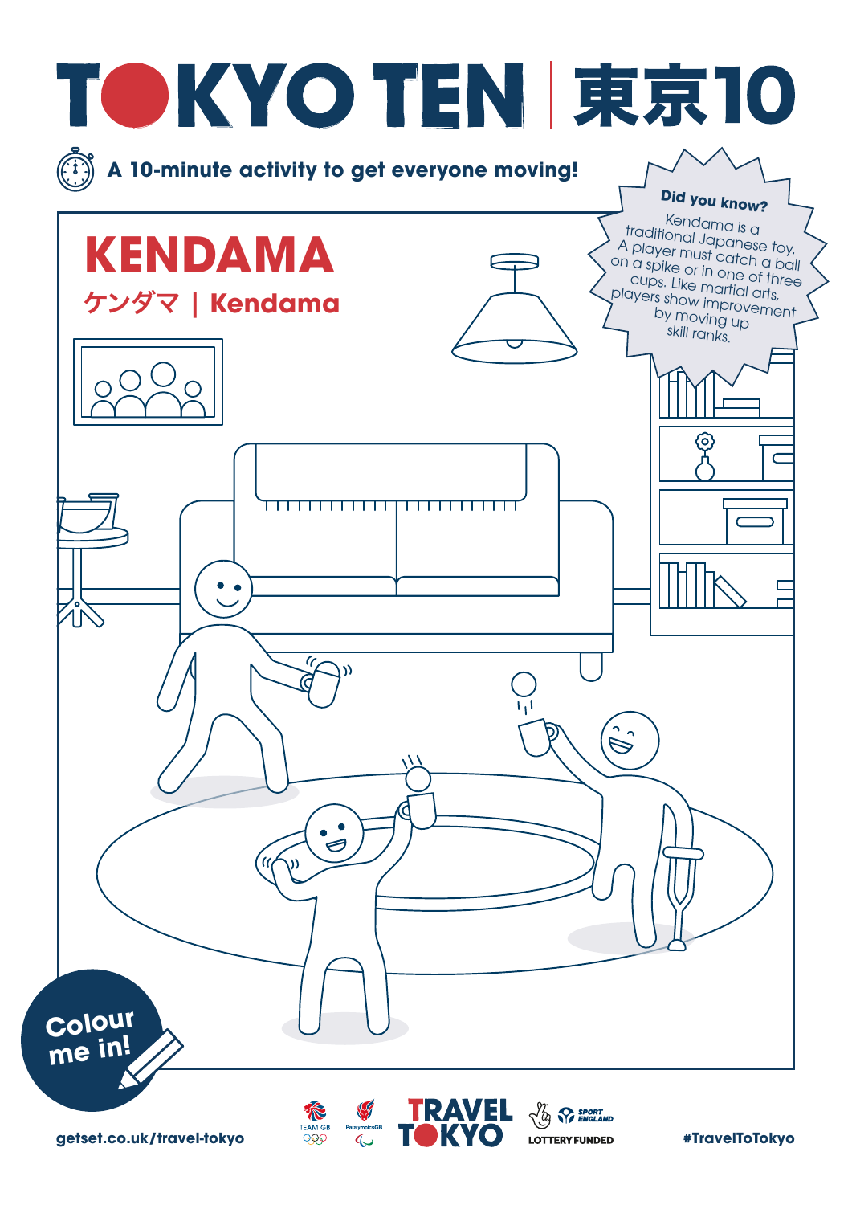# TOKYO TEN | 東京10

A 10-minute activity to get everyone moving!

## KENDAMA

### ケンダマ | Kendama

**Did you know?**

Kendama is a traditional Japanese toy. A player must catch a ball on a spike or in one of three cups. Like martial arts, players show improvement by moving up skill ranks.

Colour me in!

getset.co.uk/travel-tokyo

TRAVEL TOKYO

LOTTERY FUNDED

#TravelToTokyo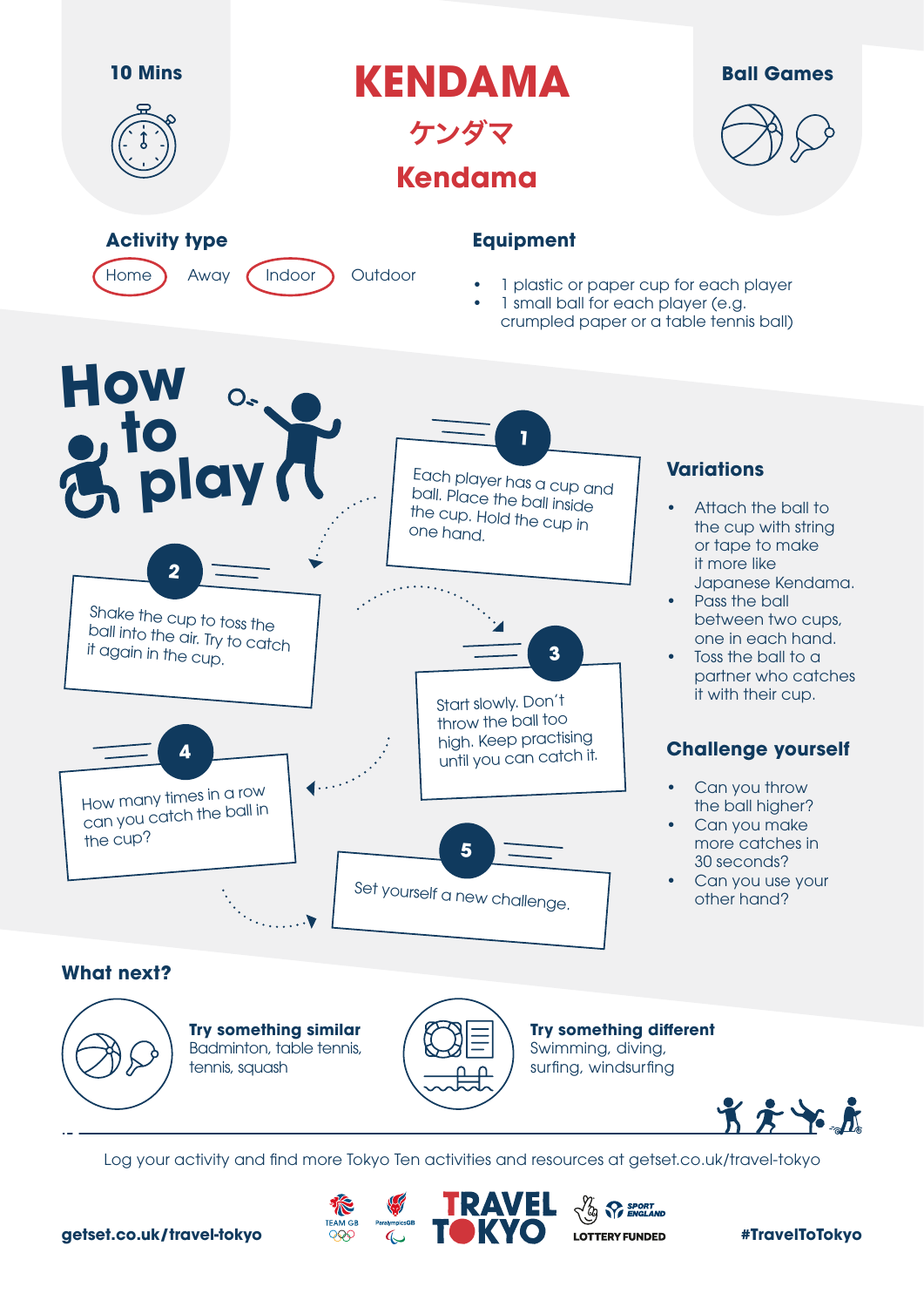10 Mins

# KENDAMA

## ケンダマ

## Kendama

Ball Games

### Activity type

Home (selected) | Away | Indoor (selected) | Outdoor

### Equipment

- 1 plastic or paper cup for each player
- 1 small ball for each player (e.g. crumpled paper or a table tennis ball)

## How to play

1. Each player has a cup and ball. Place the ball inside the cup. Hold the cup in one hand.
2. Shake the cup to toss the ball into the air. Try to catch it again in the cup.
3. Start slowly. Don't throw the ball too high. Keep practising until you can catch it.
4. How many times in a row can you catch the ball in the cup?
5. Set yourself a new challenge.

### Variations

- Attach the ball to the cup with string or tape to make it more like Japanese Kendama.
- Pass the ball between two cups, one in each hand.
- Toss the ball to a partner who catches it with their cup.

### Challenge yourself

- Can you throw the ball higher?
- Can you make more catches in 30 seconds?
- Can you use your other hand?

### What next?

**Try something similar**
Badminton, table tennis, tennis, squash

**Try something different**
Swimming, diving, surfing, windsurfing

Log your activity and find more Tokyo Ten activities and resources at getset.co.uk/travel-tokyo

getset.co.uk/travel-tokyo

TEAM GB | ParalympicsGB | TRAVEL TOKYO | LOTTERY FUNDED | SPORT ENGLAND

#TravelToTokyo